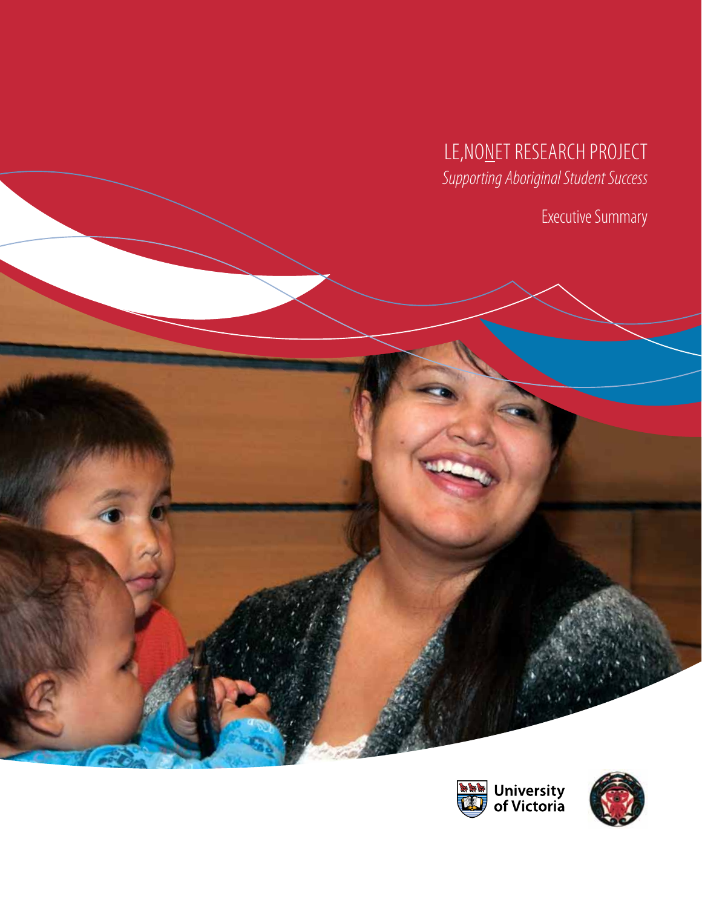# LE,NO<u>N</u>ET RESEARCH PROJECT

*Supporting Aboriginal Student Success*

Executive Summary

University of Victoria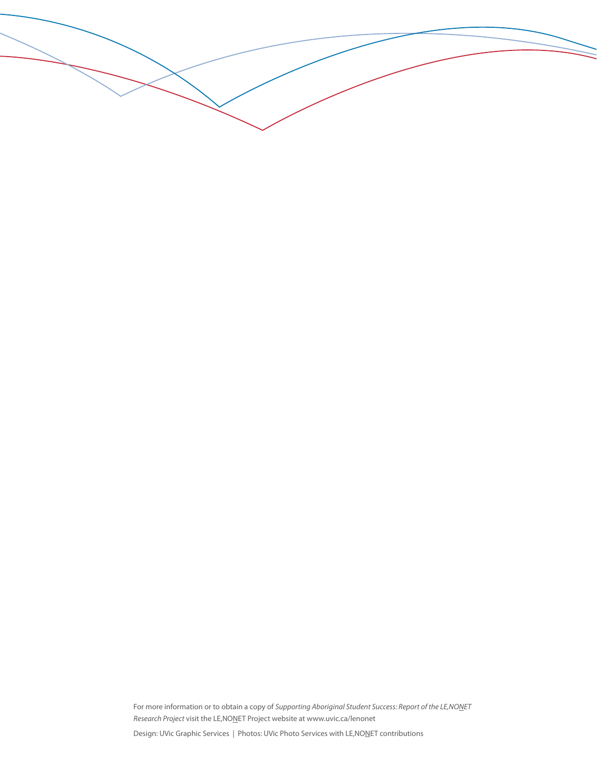For more information or to obtain a copy of *Supporting Aboriginal Student Success: Report of the LE,NONET Research Project* visit the LE,NONET Project website at www.uvic.ca/lenonet

Design: UVic Graphic Services | Photos: UVic Photo Services with LE,NONET contributions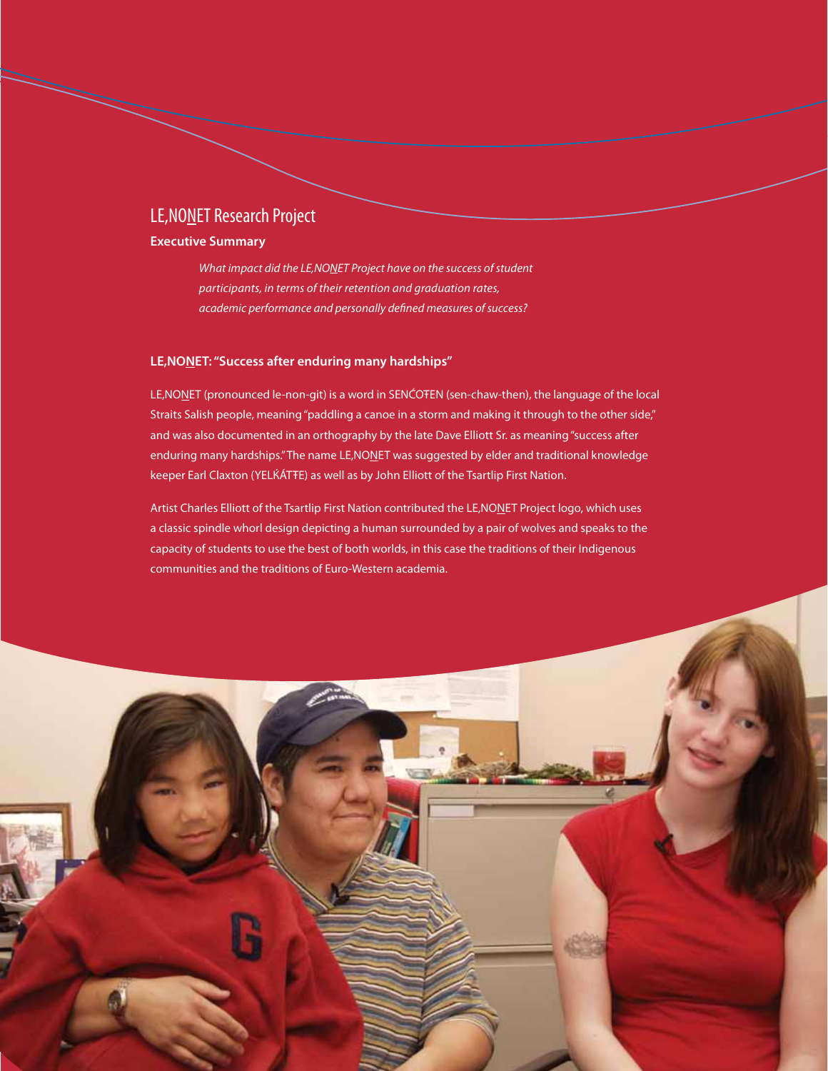# LE,NO<u>N</u>ET Research Project

## Executive Summary

*What impact did the LE,NO<u>N</u>ET Project have on the success of student participants, in terms of their retention and graduation rates, academic performance and personally defined measures of success?*

### LE,NO<u>N</u>ET: "Success after enduring many hardships"

LE,NO<u>N</u>ET (pronounced le-non-git) is a word in SENĆOŦEN (sen-chaw-then), the language of the local Straits Salish people, meaning "paddling a canoe in a storm and making it through to the other side," and was also documented in an orthography by the late Dave Elliott Sr. as meaning "success after enduring many hardships." The name LE,NO<u>N</u>ET was suggested by elder and traditional knowledge keeper Earl Claxton (YELḰÁTŦE) as well as by John Elliott of the Tsartlip First Nation.

Artist Charles Elliott of the Tsartlip First Nation contributed the LE,NO<u>N</u>ET Project logo, which uses a classic spindle whorl design depicting a human surrounded by a pair of wolves and speaks to the capacity of students to use the best of both worlds, in this case the traditions of their Indigenous communities and the traditions of Euro-Western academia.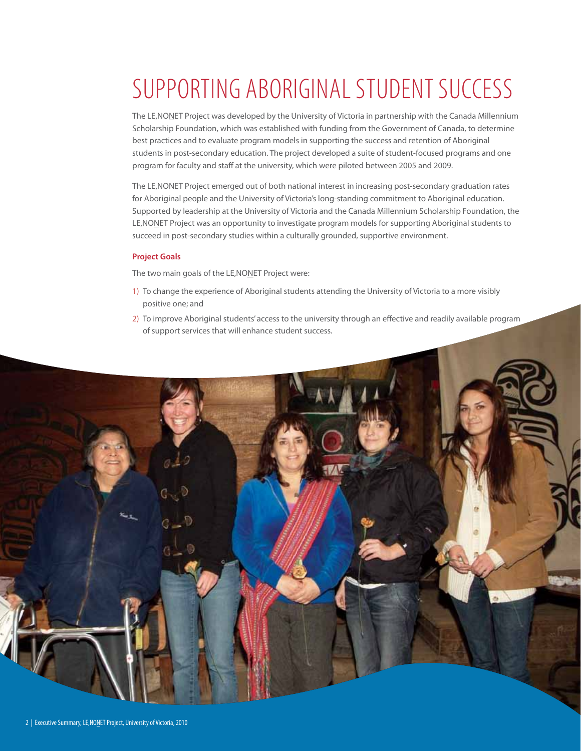# SUPPORTING ABORIGINAL STUDENT SUCCESS

The LE,NONET Project was developed by the University of Victoria in partnership with the Canada Millennium Scholarship Foundation, which was established with funding from the Government of Canada, to determine best practices and to evaluate program models in supporting the success and retention of Aboriginal students in post-secondary education. The project developed a suite of student-focused programs and one program for faculty and staff at the university, which were piloted between 2005 and 2009.

The LE,NONET Project emerged out of both national interest in increasing post-secondary graduation rates for Aboriginal people and the University of Victoria's long-standing commitment to Aboriginal education. Supported by leadership at the University of Victoria and the Canada Millennium Scholarship Foundation, the LE,NONET Project was an opportunity to investigate program models for supporting Aboriginal students to succeed in post-secondary studies within a culturally grounded, supportive environment.

**Project Goals**

The two main goals of the LE,NONET Project were:

1) To change the experience of Aboriginal students attending the University of Victoria to a more visibly positive one; and
2) To improve Aboriginal students' access to the university through an effective and readily available program of support services that will enhance student success.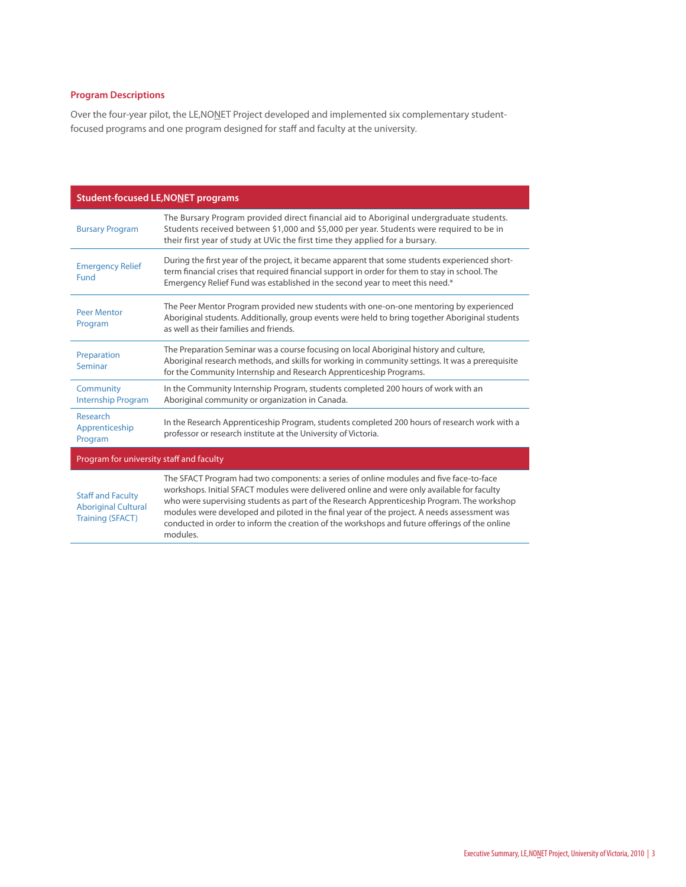### Program Descriptions

Over the four-year pilot, the LE,NONET Project developed and implemented six complementary student-focused programs and one program designed for staff and faculty at the university.

| Student-focused LE,NONET programs | |
|---|---|
| Bursary Program | The Bursary Program provided direct financial aid to Aboriginal undergraduate students. Students received between $1,000 and $5,000 per year. Students were required to be in their first year of study at UVic the first time they applied for a bursary. |
| Emergency Relief Fund | During the first year of the project, it became apparent that some students experienced short-term financial crises that required financial support in order for them to stay in school. The Emergency Relief Fund was established in the second year to meet this need.* |
| Peer Mentor Program | The Peer Mentor Program provided new students with one-on-one mentoring by experienced Aboriginal students. Additionally, group events were held to bring together Aboriginal students as well as their families and friends. |
| Preparation Seminar | The Preparation Seminar was a course focusing on local Aboriginal history and culture, Aboriginal research methods, and skills for working in community settings. It was a prerequisite for the Community Internship and Research Apprenticeship Programs. |
| Community Internship Program | In the Community Internship Program, students completed 200 hours of work with an Aboriginal community or organization in Canada. |
| Research Apprenticeship Program | In the Research Apprenticeship Program, students completed 200 hours of research work with a professor or research institute at the University of Victoria. |
| **Program for university staff and faculty** | |
| Staff and Faculty Aboriginal Cultural Training (SFACT) | The SFACT Program had two components: a series of online modules and five face-to-face workshops. Initial SFACT modules were delivered online and were only available for faculty who were supervising students as part of the Research Apprenticeship Program. The workshop modules were developed and piloted in the final year of the project. A needs assessment was conducted in order to inform the creation of the workshops and future offerings of the online modules. |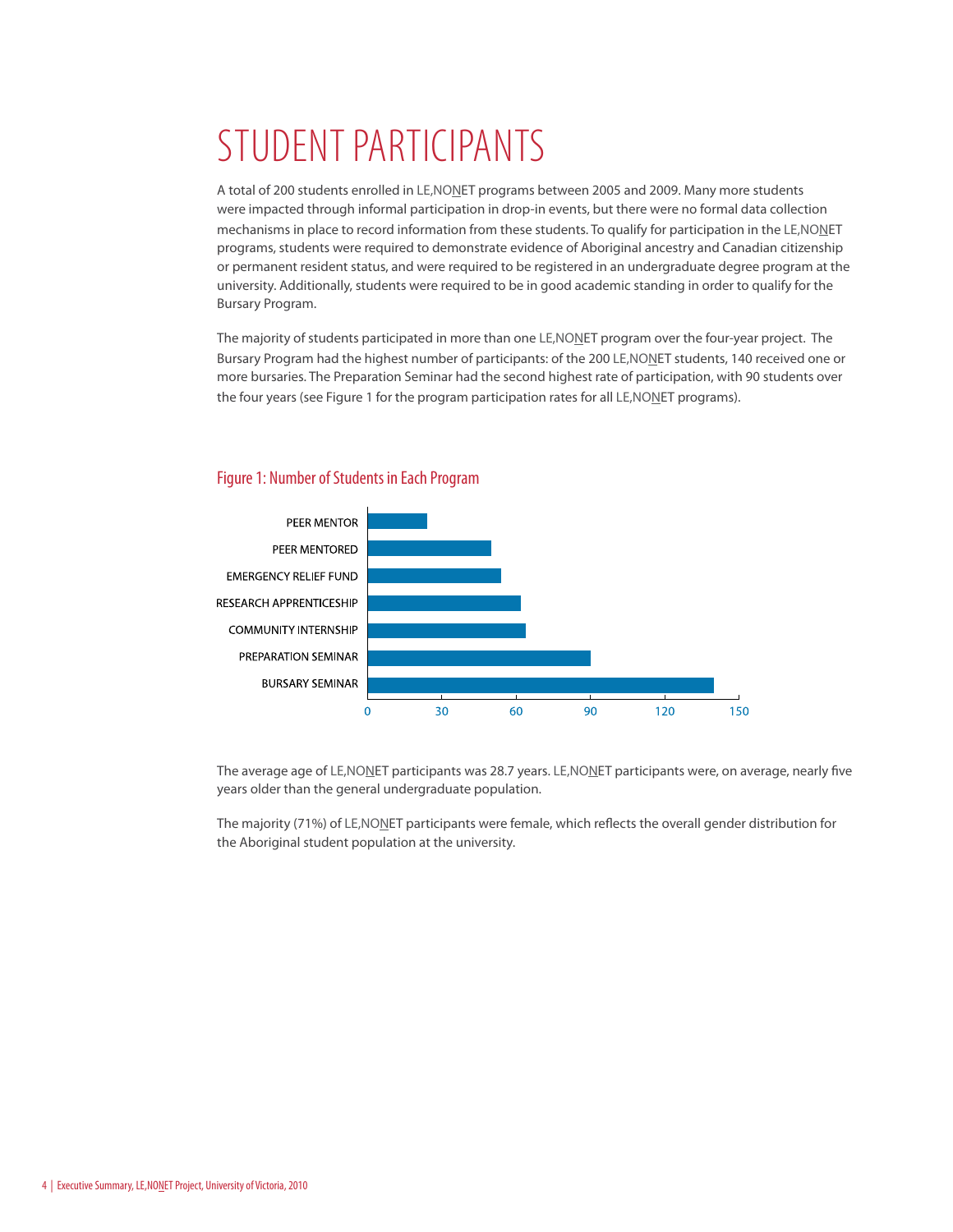# STUDENT PARTICIPANTS

A total of 200 students enrolled in LE,NONET programs between 2005 and 2009. Many more students were impacted through informal participation in drop-in events, but there were no formal data collection mechanisms in place to record information from these students. To qualify for participation in the LE,NONET programs, students were required to demonstrate evidence of Aboriginal ancestry and Canadian citizenship or permanent resident status, and were required to be registered in an undergraduate degree program at the university. Additionally, students were required to be in good academic standing in order to qualify for the Bursary Program.

The majority of students participated in more than one LE,NONET program over the four-year project. The Bursary Program had the highest number of participants: of the 200 LE,NONET students, 140 received one or more bursaries. The Preparation Seminar had the second highest rate of participation, with 90 students over the four years (see Figure 1 for the program participation rates for all LE,NONET programs).

## Figure 1: Number of Students in Each Program

| Program | Approximate number of students (read from chart) |
| --- | --- |
| PEER MENTOR | 24 |
| PEER MENTORED | 50 |
| EMERGENCY RELIEF FUND | 54 |
| RESEARCH APPRENTICESHIP | 62 |
| COMMUNITY INTERNSHIP | 64 |
| PREPARATION SEMINAR | 90 |
| BURSARY SEMINAR | 140 |

The average age of LE,NONET participants was 28.7 years. LE,NONET participants were, on average, nearly five years older than the general undergraduate population.

The majority (71%) of LE,NONET participants were female, which reflects the overall gender distribution for the Aboriginal student population at the university.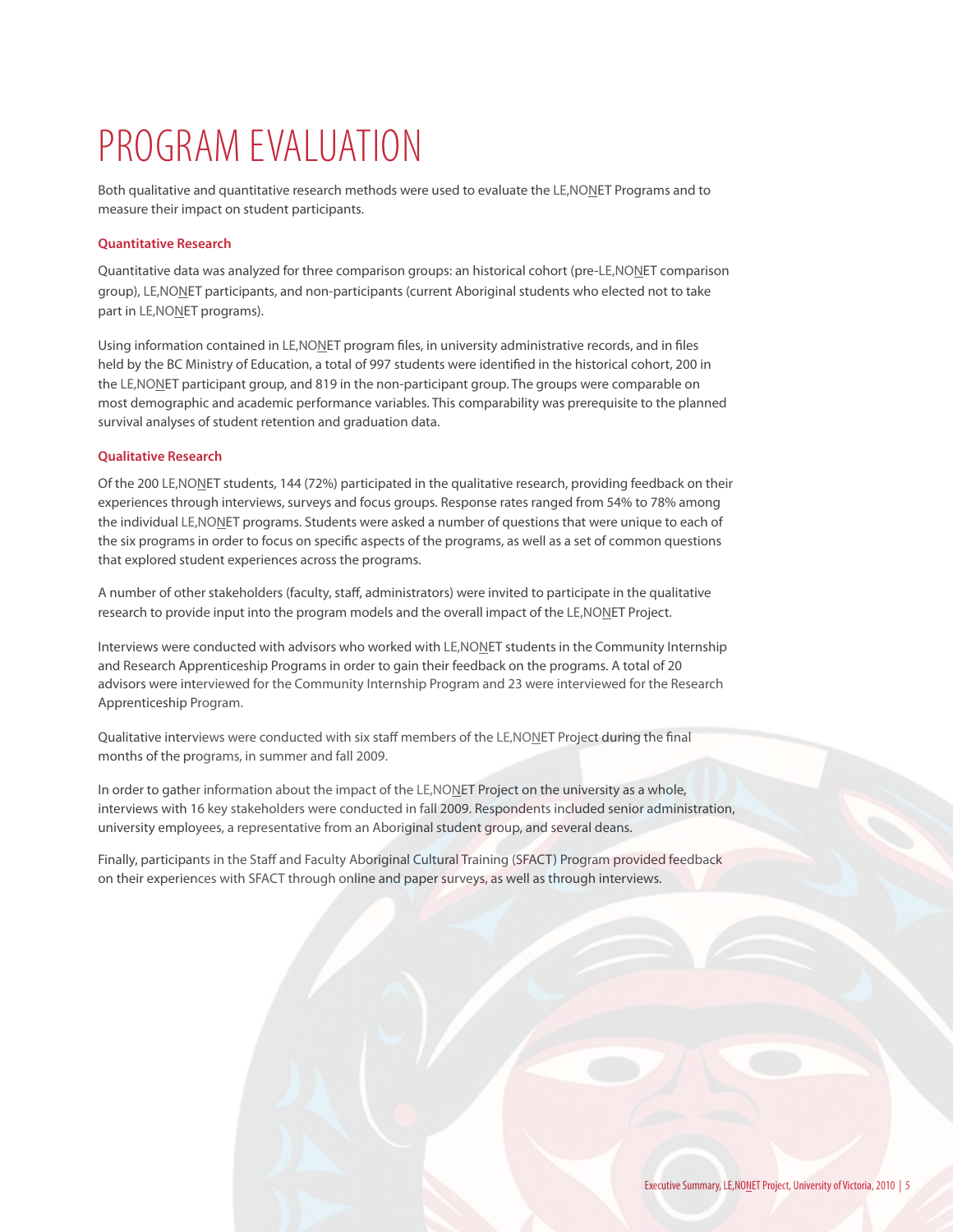# PROGRAM EVALUATION

Both qualitative and quantitative research methods were used to evaluate the LE,NONET Programs and to measure their impact on student participants.

### Quantitative Research

Quantitative data was analyzed for three comparison groups: an historical cohort (pre-LE,NONET comparison group), LE,NONET participants, and non-participants (current Aboriginal students who elected not to take part in LE,NONET programs).

Using information contained in LE,NONET program files, in university administrative records, and in files held by the BC Ministry of Education, a total of 997 students were identified in the historical cohort, 200 in the LE,NONET participant group, and 819 in the non-participant group. The groups were comparable on most demographic and academic performance variables. This comparability was prerequisite to the planned survival analyses of student retention and graduation data.

### Qualitative Research

Of the 200 LE,NONET students, 144 (72%) participated in the qualitative research, providing feedback on their experiences through interviews, surveys and focus groups. Response rates ranged from 54% to 78% among the individual LE,NONET programs. Students were asked a number of questions that were unique to each of the six programs in order to focus on specific aspects of the programs, as well as a set of common questions that explored student experiences across the programs.

A number of other stakeholders (faculty, staff, administrators) were invited to participate in the qualitative research to provide input into the program models and the overall impact of the LE,NONET Project.

Interviews were conducted with advisors who worked with LE,NONET students in the Community Internship and Research Apprenticeship Programs in order to gain their feedback on the programs. A total of 20 advisors were interviewed for the Community Internship Program and 23 were interviewed for the Research Apprenticeship Program.

Qualitative interviews were conducted with six staff members of the LE,NONET Project during the final months of the programs, in summer and fall 2009.

In order to gather information about the impact of the LE,NONET Project on the university as a whole, interviews with 16 key stakeholders were conducted in fall 2009. Respondents included senior administration, university employees, a representative from an Aboriginal student group, and several deans.

Finally, participants in the Staff and Faculty Aboriginal Cultural Training (SFACT) Program provided feedback on their experiences with SFACT through online and paper surveys, as well as through interviews.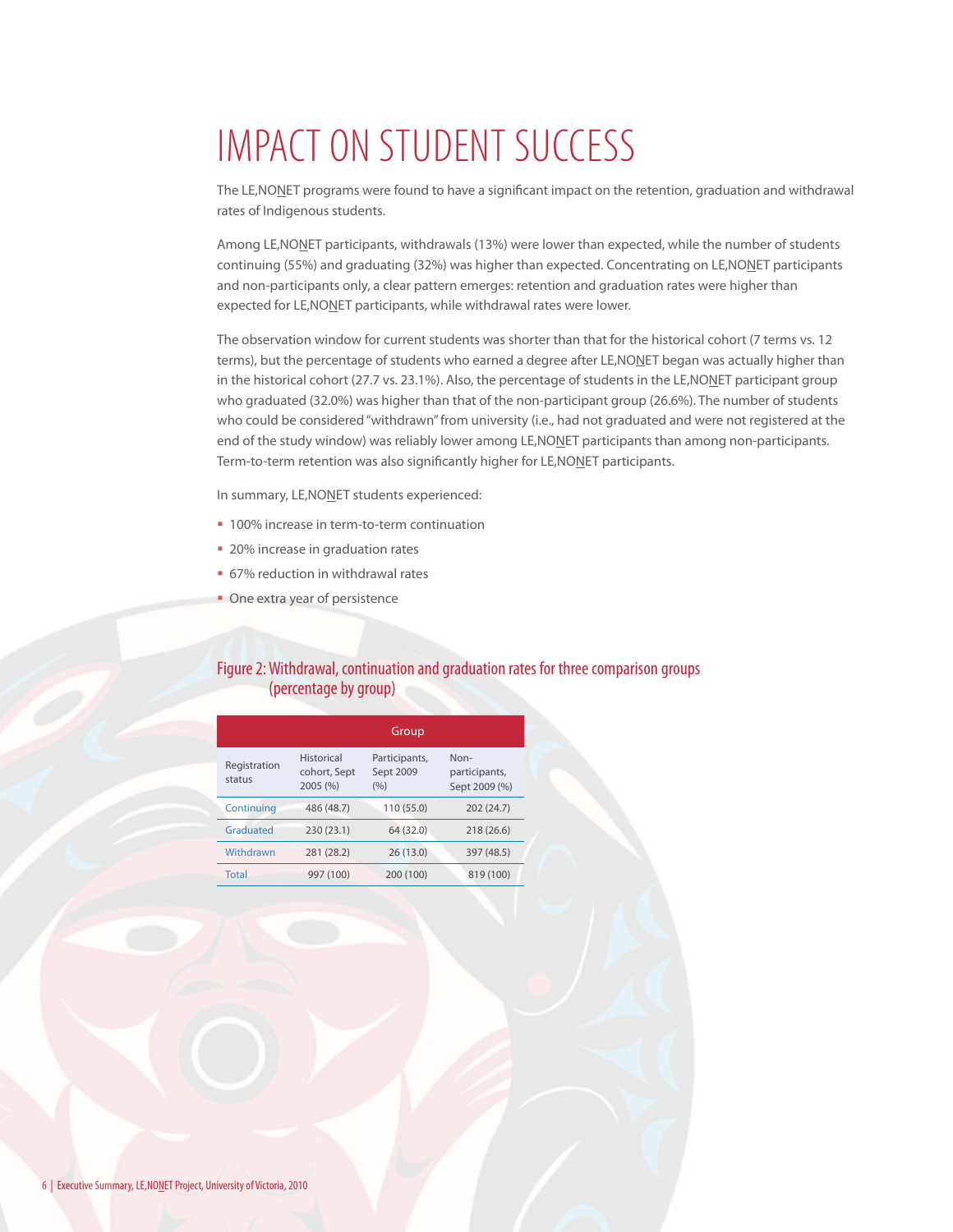# IMPACT ON STUDENT SUCCESS

The LE,NONET programs were found to have a significant impact on the retention, graduation and withdrawal rates of Indigenous students.

Among LE,NONET participants, withdrawals (13%) were lower than expected, while the number of students continuing (55%) and graduating (32%) was higher than expected. Concentrating on LE,NONET participants and non-participants only, a clear pattern emerges: retention and graduation rates were higher than expected for LE,NONET participants, while withdrawal rates were lower.

The observation window for current students was shorter than that for the historical cohort (7 terms vs. 12 terms), but the percentage of students who earned a degree after LE,NONET began was actually higher than in the historical cohort (27.7 vs. 23.1%). Also, the percentage of students in the LE,NONET participant group who graduated (32.0%) was higher than that of the non-participant group (26.6%). The number of students who could be considered "withdrawn" from university (i.e., had not graduated and were not registered at the end of the study window) was reliably lower among LE,NONET participants than among non-participants. Term-to-term retention was also significantly higher for LE,NONET participants.

In summary, LE,NONET students experienced:

- 100% increase in term-to-term continuation
- 20% increase in graduation rates
- 67% reduction in withdrawal rates
- One extra year of persistence

## Figure 2: Withdrawal, continuation and graduation rates for three comparison groups (percentage by group)

| | Group | | |
|---|---|---|---|
| Registration status | Historical cohort, Sept 2005 (%) | Participants, Sept 2009 (%) | Non-participants, Sept 2009 (%) |
| Continuing | 486 (48.7) | 110 (55.0) | 202 (24.7) |
| Graduated | 230 (23.1) | 64 (32.0) | 218 (26.6) |
| Withdrawn | 281 (28.2) | 26 (13.0) | 397 (48.5) |
| Total | 997 (100) | 200 (100) | 819 (100) |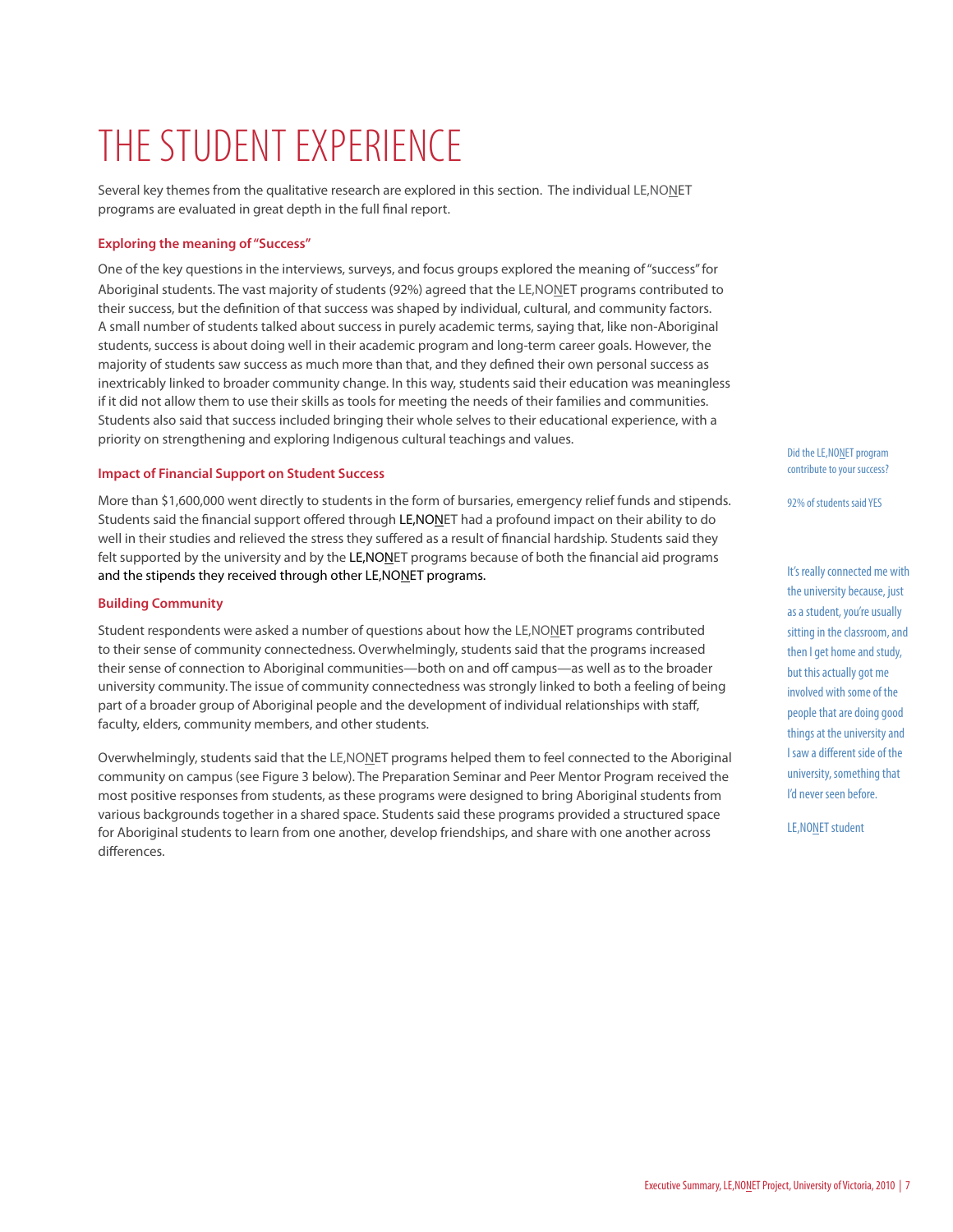# THE STUDENT EXPERIENCE

Several key themes from the qualitative research are explored in this section. The individual LE,NONET programs are evaluated in great depth in the full final report.

### Exploring the meaning of "Success"

One of the key questions in the interviews, surveys, and focus groups explored the meaning of "success" for Aboriginal students. The vast majority of students (92%) agreed that the LE,NONET programs contributed to their success, but the definition of that success was shaped by individual, cultural, and community factors. A small number of students talked about success in purely academic terms, saying that, like non-Aboriginal students, success is about doing well in their academic program and long-term career goals. However, the majority of students saw success as much more than that, and they defined their own personal success as inextricably linked to broader community change. In this way, students said their education was meaningless if it did not allow them to use their skills as tools for meeting the needs of their families and communities. Students also said that success included bringing their whole selves to their educational experience, with a priority on strengthening and exploring Indigenous cultural teachings and values.

Did the LE,NONET program contribute to your success?

92% of students said YES

### Impact of Financial Support on Student Success

More than $1,600,000 went directly to students in the form of bursaries, emergency relief funds and stipends. Students said the financial support offered through LE,NONET had a profound impact on their ability to do well in their studies and relieved the stress they suffered as a result of financial hardship. Students said they felt supported by the university and by the LE,NONET programs because of both the financial aid programs and the stipends they received through other LE,NONET programs.

### Building Community

Student respondents were asked a number of questions about how the LE,NONET programs contributed to their sense of community connectedness. Overwhelmingly, students said that the programs increased their sense of connection to Aboriginal communities—both on and off campus—as well as to the broader university community. The issue of community connectedness was strongly linked to both a feeling of being part of a broader group of Aboriginal people and the development of individual relationships with staff, faculty, elders, community members, and other students.

Overwhelmingly, students said that the LE,NONET programs helped them to feel connected to the Aboriginal community on campus (see Figure 3 below). The Preparation Seminar and Peer Mentor Program received the most positive responses from students, as these programs were designed to bring Aboriginal students from various backgrounds together in a shared space. Students said these programs provided a structured space for Aboriginal students to learn from one another, develop friendships, and share with one another across differences.

It's really connected me with the university because, just as a student, you're usually sitting in the classroom, and then I get home and study, but this actually got me involved with some of the people that are doing good things at the university and I saw a different side of the university, something that I'd never seen before.

LE,NONET student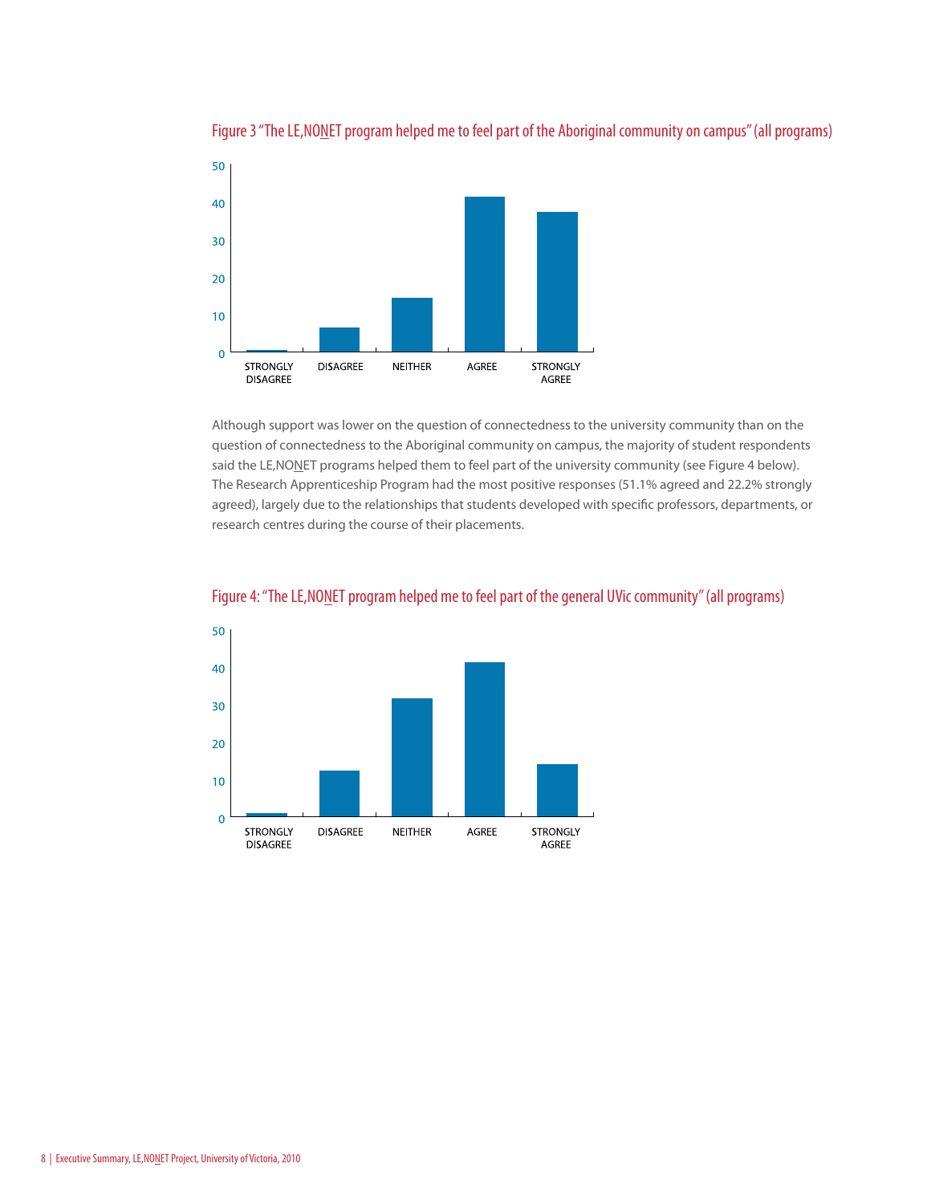Figure 3 "The LE,NO<u>N</u>ET program helped me to feel part of the Aboriginal community on campus" (all programs)

Although support was lower on the question of connectedness to the university community than on the question of connectedness to the Aboriginal community on campus, the majority of student respondents said the LE,NO<u>N</u>ET programs helped them to feel part of the university community (see Figure 4 below). The Research Apprenticeship Program had the most positive responses (51.1% agreed and 22.2% strongly agreed), largely due to the relationships that students developed with specific professors, departments, or research centres during the course of their placements.

Figure 4: "The LE,NO<u>N</u>ET program helped me to feel part of the general UVic community" (all programs)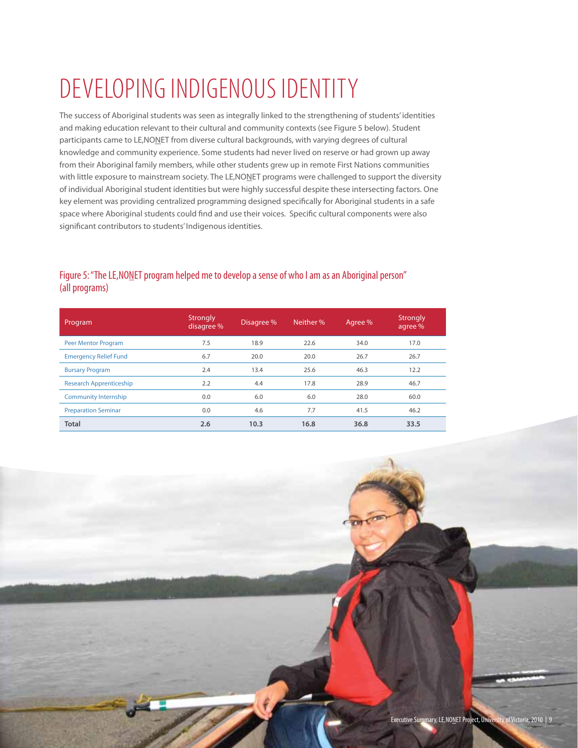# DEVELOPING INDIGENOUS IDENTITY

The success of Aboriginal students was seen as integrally linked to the strengthening of students' identities and making education relevant to their cultural and community contexts (see Figure 5 below). Student participants came to LE,NONET from diverse cultural backgrounds, with varying degrees of cultural knowledge and community experience. Some students had never lived on reserve or had grown up away from their Aboriginal family members, while other students grew up in remote First Nations communities with little exposure to mainstream society. The LE,NONET programs were challenged to support the diversity of individual Aboriginal student identities but were highly successful despite these intersecting factors. One key element was providing centralized programming designed specifically for Aboriginal students in a safe space where Aboriginal students could find and use their voices. Specific cultural components were also significant contributors to students' Indigenous identities.

Figure 5: "The LE,NONET program helped me to develop a sense of who I am as an Aboriginal person" (all programs)

| Program | Strongly disagree % | Disagree % | Neither % | Agree % | Strongly agree % |
|---|---|---|---|---|---|
| Peer Mentor Program | 7.5 | 18.9 | 22.6 | 34.0 | 17.0 |
| Emergency Relief Fund | 6.7 | 20.0 | 20.0 | 26.7 | 26.7 |
| Bursary Program | 2.4 | 13.4 | 25.6 | 46.3 | 12.2 |
| Research Apprenticeship | 2.2 | 4.4 | 17.8 | 28.9 | 46.7 |
| Community Internship | 0.0 | 6.0 | 6.0 | 28.0 | 60.0 |
| Preparation Seminar | 0.0 | 4.6 | 7.7 | 41.5 | 46.2 |
| **Total** | **2.6** | **10.3** | **16.8** | **36.8** | **33.5** |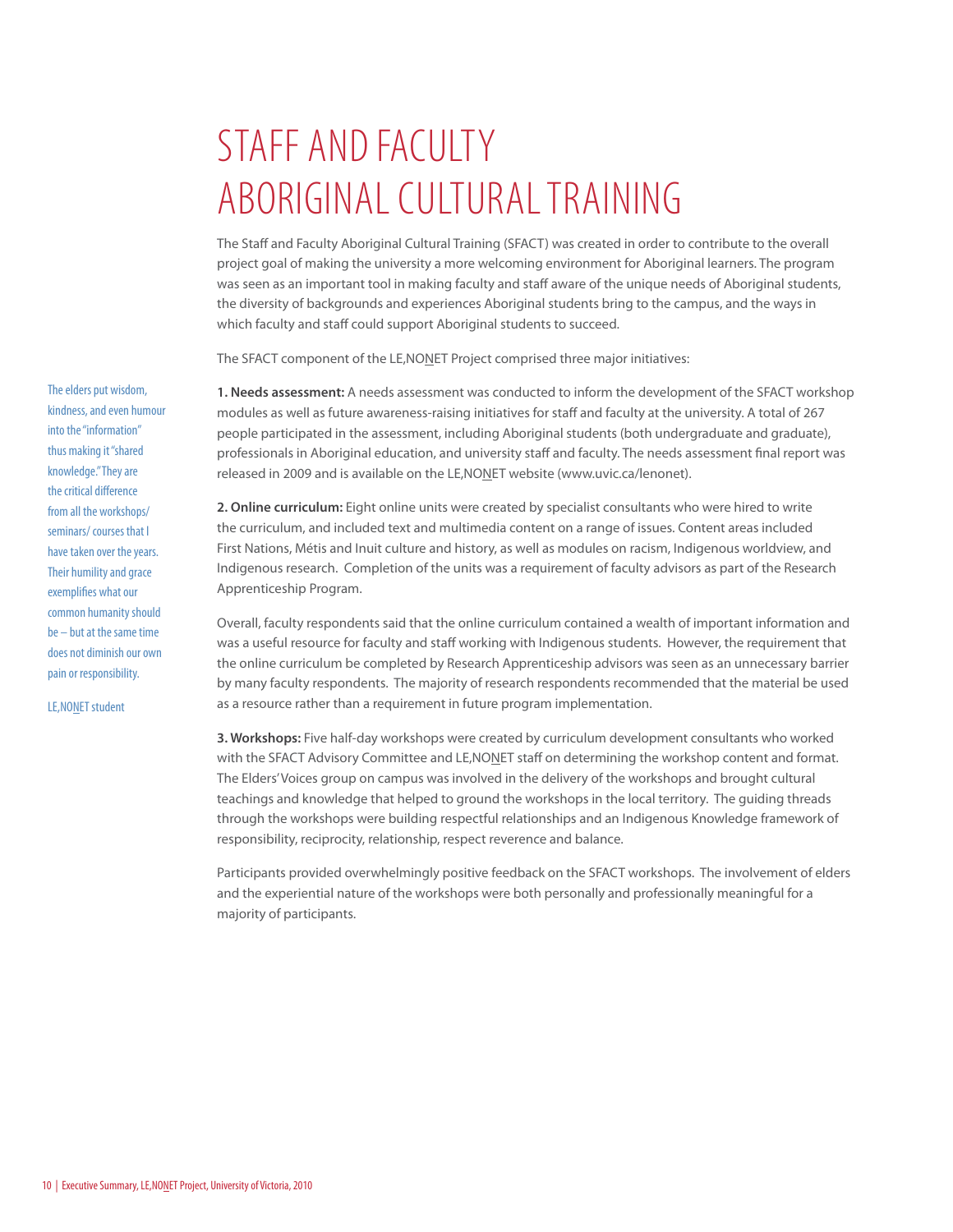# STAFF AND FACULTY ABORIGINAL CULTURAL TRAINING

The Staff and Faculty Aboriginal Cultural Training (SFACT) was created in order to contribute to the overall project goal of making the university a more welcoming environment for Aboriginal learners. The program was seen as an important tool in making faculty and staff aware of the unique needs of Aboriginal students, the diversity of backgrounds and experiences Aboriginal students bring to the campus, and the ways in which faculty and staff could support Aboriginal students to succeed.

The SFACT component of the LE,NONET Project comprised three major initiatives:

**1. Needs assessment:** A needs assessment was conducted to inform the development of the SFACT workshop modules as well as future awareness-raising initiatives for staff and faculty at the university. A total of 267 people participated in the assessment, including Aboriginal students (both undergraduate and graduate), professionals in Aboriginal education, and university staff and faculty. The needs assessment final report was released in 2009 and is available on the LE,NONET website (www.uvic.ca/lenonet).

**2. Online curriculum:** Eight online units were created by specialist consultants who were hired to write the curriculum, and included text and multimedia content on a range of issues. Content areas included First Nations, Métis and Inuit culture and history, as well as modules on racism, Indigenous worldview, and Indigenous research. Completion of the units was a requirement of faculty advisors as part of the Research Apprenticeship Program.

Overall, faculty respondents said that the online curriculum contained a wealth of important information and was a useful resource for faculty and staff working with Indigenous students. However, the requirement that the online curriculum be completed by Research Apprenticeship advisors was seen as an unnecessary barrier by many faculty respondents. The majority of research respondents recommended that the material be used as a resource rather than a requirement in future program implementation.

**3. Workshops:** Five half-day workshops were created by curriculum development consultants who worked with the SFACT Advisory Committee and LE,NONET staff on determining the workshop content and format. The Elders' Voices group on campus was involved in the delivery of the workshops and brought cultural teachings and knowledge that helped to ground the workshops in the local territory. The guiding threads through the workshops were building respectful relationships and an Indigenous Knowledge framework of responsibility, reciprocity, relationship, respect reverence and balance.

Participants provided overwhelmingly positive feedback on the SFACT workshops. The involvement of elders and the experiential nature of the workshops were both personally and professionally meaningful for a majority of participants.

> The elders put wisdom, kindness, and even humour into the "information" thus making it "shared knowledge." They are the critical difference from all the workshops/ seminars/ courses that I have taken over the years. Their humility and grace exemplifies what our common humanity should be – but at the same time does not diminish our own pain or responsibility.
>
> LE,NONET student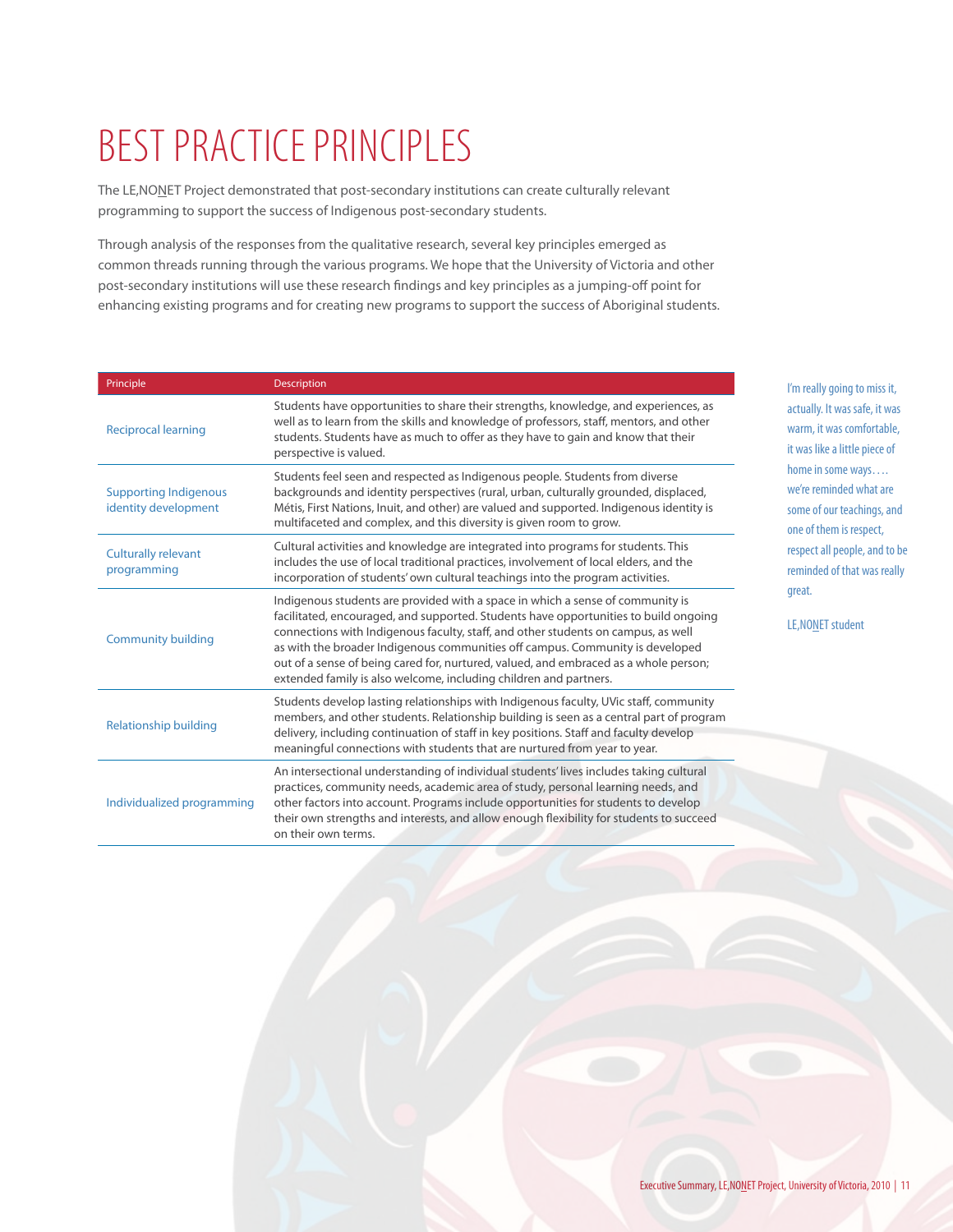# BEST PRACTICE PRINCIPLES

The LE,NO<u>N</u>ET Project demonstrated that post-secondary institutions can create culturally relevant programming to support the success of Indigenous post-secondary students.

Through analysis of the responses from the qualitative research, several key principles emerged as common threads running through the various programs. We hope that the University of Victoria and other post-secondary institutions will use these research findings and key principles as a jumping-off point for enhancing existing programs and for creating new programs to support the success of Aboriginal students.

| Principle | Description |
|---|---|
| Reciprocal learning | Students have opportunities to share their strengths, knowledge, and experiences, as well as to learn from the skills and knowledge of professors, staff, mentors, and other students. Students have as much to offer as they have to gain and know that their perspective is valued. |
| Supporting Indigenous identity development | Students feel seen and respected as Indigenous people. Students from diverse backgrounds and identity perspectives (rural, urban, culturally grounded, displaced, Métis, First Nations, Inuit, and other) are valued and supported. Indigenous identity is multifaceted and complex, and this diversity is given room to grow. |
| Culturally relevant programming | Cultural activities and knowledge are integrated into programs for students. This includes the use of local traditional practices, involvement of local elders, and the incorporation of students' own cultural teachings into the program activities. |
| Community building | Indigenous students are provided with a space in which a sense of community is facilitated, encouraged, and supported. Students have opportunities to build ongoing connections with Indigenous faculty, staff, and other students on campus, as well as with the broader Indigenous communities off campus. Community is developed out of a sense of being cared for, nurtured, valued, and embraced as a whole person; extended family is also welcome, including children and partners. |
| Relationship building | Students develop lasting relationships with Indigenous faculty, UVic staff, community members, and other students. Relationship building is seen as a central part of program delivery, including continuation of staff in key positions. Staff and faculty develop meaningful connections with students that are nurtured from year to year. |
| Individualized programming | An intersectional understanding of individual students' lives includes taking cultural practices, community needs, academic area of study, personal learning needs, and other factors into account. Programs include opportunities for students to develop their own strengths and interests, and allow enough flexibility for students to succeed on their own terms. |

I'm really going to miss it, actually. It was safe, it was warm, it was comfortable, it was like a little piece of home in some ways…. we're reminded what are some of our teachings, and one of them is respect, respect all people, and to be reminded of that was really great.

LE,NO<u>N</u>ET student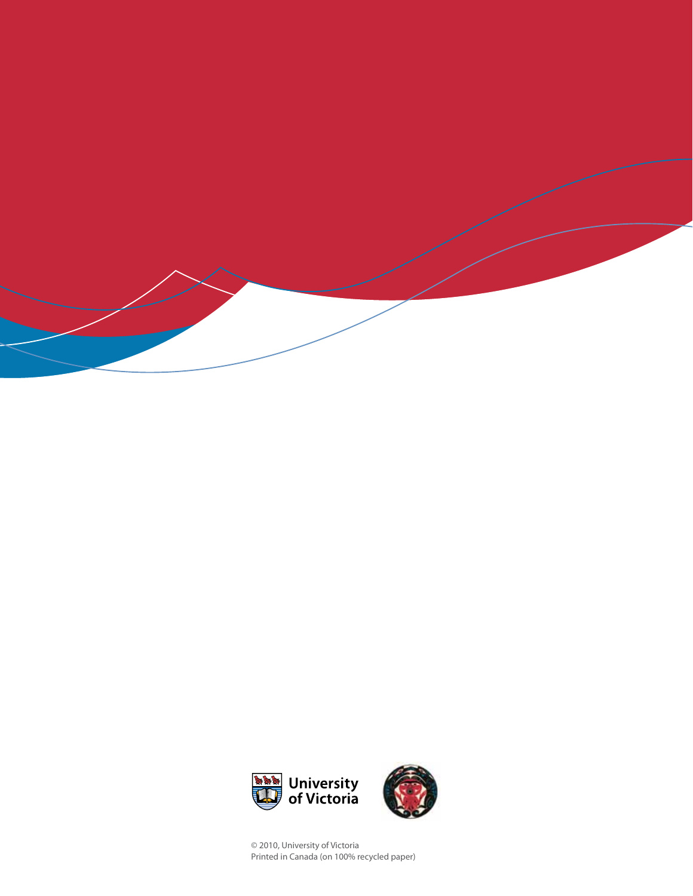University of Victoria

© 2010, University of Victoria
Printed in Canada (on 100% recycled paper)